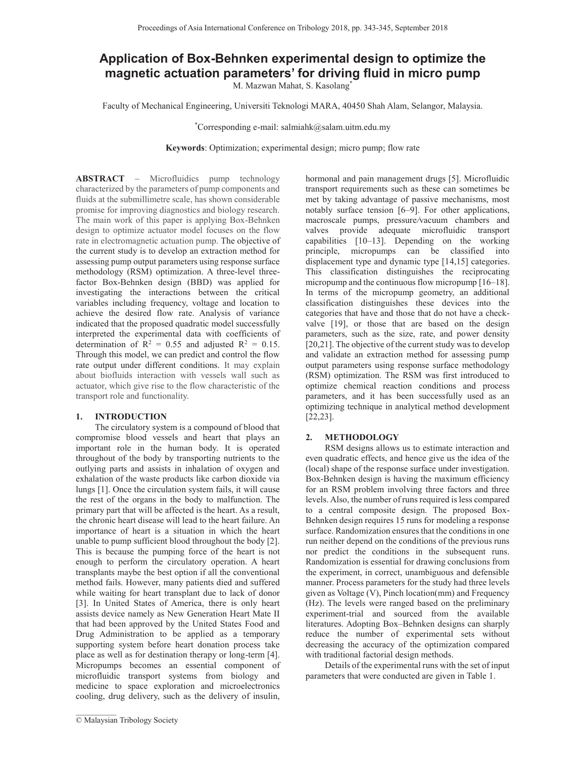# Application of Box-Behnken experimental design to optimize the magnetic actuation parameters' for driving fluid in micro pump

M. Mazwan Mahat, S. Kasolang*

Faculty of Mechanical Engineering, Universiti Teknologi MARA, 40450 Shah Alam, Selangor, Malaysia.

*Corresponding e-mail: salmiahk@salam.uitm.edu.my

**Keywords**: Optimization; experimental design; micro pump; flow rate

**ABSTRACT** – Microfluidics pump technology characterized by the parameters of pump components and fluids at the submillimetre scale, has shown considerable promise for improving diagnostics and biology research. The main work of this paper is applying Box-Behnken design to optimize actuator model focuses on the flow rate in electromagnetic actuation pump. The objective of the current study is to develop an extraction method for assessing pump output parameters using response surface methodology (RSM) optimization. A three-level three-factor Box-Behnken design (BBD) was applied for investigating the interactions between the critical variables including frequency, voltage and location to achieve the desired flow rate. Analysis of variance indicated that the proposed quadratic model successfully interpreted the experimental data with coefficients of determination of $R^2 = 0.55$ and adjusted $R^2 = 0.15$. Through this model, we can predict and control the flow rate output under different conditions. It may explain about biofluids interaction with vessels wall such as actuator, which give rise to the flow characteristic of the transport role and functionality.

## 1. INTRODUCTION

The circulatory system is a compound of blood that compromise blood vessels and heart that plays an important role in the human body. It is operated throughout of the body by transporting nutrients to the outlying parts and assists in inhalation of oxygen and exhalation of the waste products like carbon dioxide via lungs [1]. Once the circulation system fails, it will cause the rest of the organs in the body to malfunction. The primary part that will be affected is the heart. As a result, the chronic heart disease will lead to the heart failure. An importance of heart is a situation in which the heart unable to pump sufficient blood throughout the body [2]. This is because the pumping force of the heart is not enough to perform the circulatory operation. A heart transplants maybe the best option if all the conventional method fails. However, many patients died and suffered while waiting for heart transplant due to lack of donor [3]. In United States of America, there is only heart assists device namely as New Generation Heart Mate II that had been approved by the United States Food and Drug Administration to be applied as a temporary supporting system before heart donation process take place as well as for destination therapy or long-term [4]. Micropumps becomes an essential component of microfluidic transport systems from biology and medicine to space exploration and microelectronics cooling, drug delivery, such as the delivery of insulin, hormonal and pain management drugs [5]. Microfluidic transport requirements such as these can sometimes be met by taking advantage of passive mechanisms, most notably surface tension [6–9]. For other applications, macroscale pumps, pressure/vacuum chambers and valves provide adequate microfluidic transport capabilities [10–13]. Depending on the working principle, micropumps can be classified into displacement type and dynamic type [14,15] categories. This classification distinguishes the reciprocating micropump and the continuous flow micropump [16–18]. In terms of the micropump geometry, an additional classification distinguishes these devices into the categories that have and those that do not have a check-valve [19], or those that are based on the design parameters, such as the size, rate, and power density [20,21]. The objective of the current study was to develop and validate an extraction method for assessing pump output parameters using response surface methodology (RSM) optimization. The RSM was first introduced to optimize chemical reaction conditions and process parameters, and it has been successfully used as an optimizing technique in analytical method development [22,23].

## 2. METHODOLOGY

RSM designs allows us to estimate interaction and even quadratic effects, and hence give us the idea of the (local) shape of the response surface under investigation. Box-Behnken design is having the maximum efficiency for an RSM problem involving three factors and three levels. Also, the number of runs required is less compared to a central composite design. The proposed Box-Behnken design requires 15 runs for modeling a response surface. Randomization ensures that the conditions in one run neither depend on the conditions of the previous runs nor predict the conditions in the subsequent runs. Randomization is essential for drawing conclusions from the experiment, in correct, unambiguous and defensible manner. Process parameters for the study had three levels given as Voltage (V), Pinch location(mm) and Frequency (Hz). The levels were ranged based on the preliminary experiment-trial and sourced from the available literatures. Adopting Box–Behnken designs can sharply reduce the number of experimental sets without decreasing the accuracy of the optimization compared with traditional factorial design methods.

Details of the experimental runs with the set of input parameters that were conducted are given in Table 1.

© Malaysian Tribology Society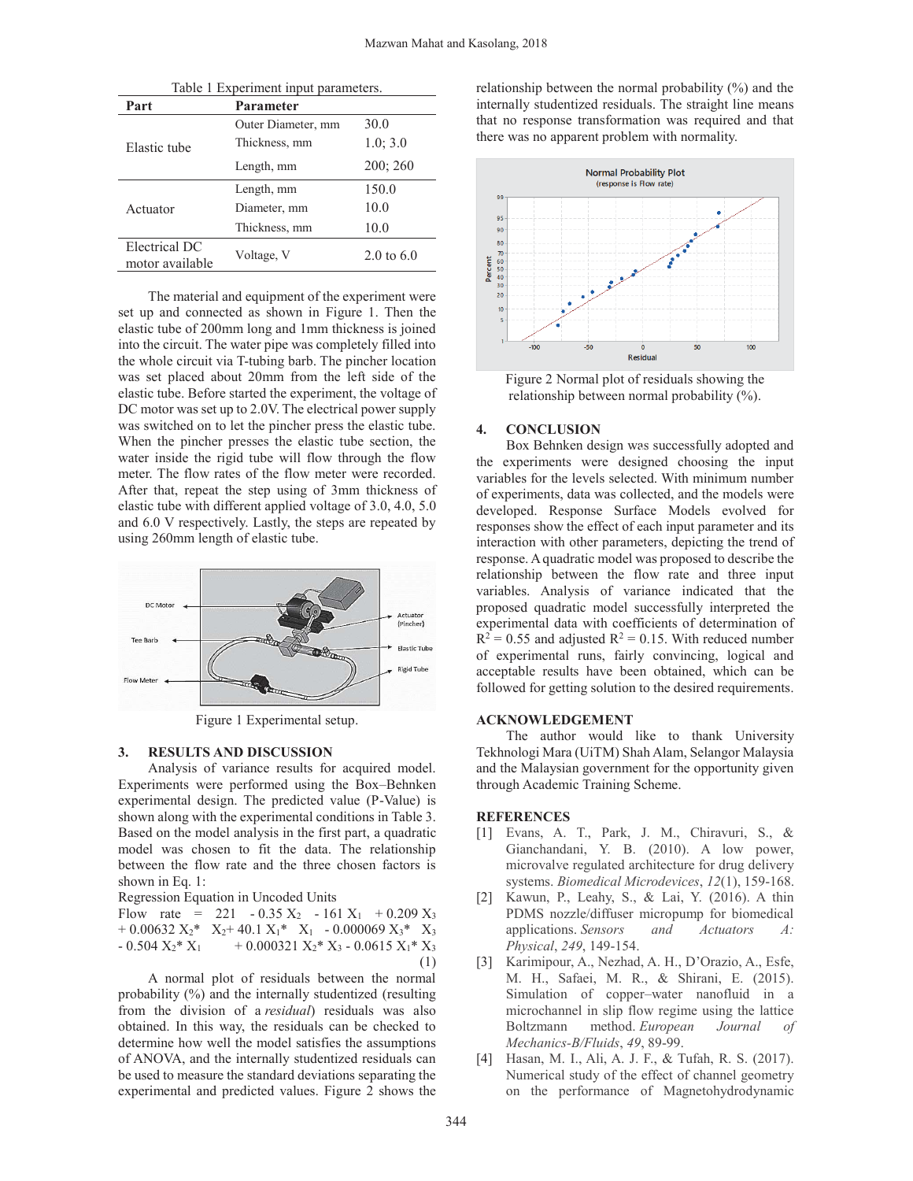Table 1 Experiment input parameters.

| Part | Parameter | |
|---|---|---|
| Elastic tube | Outer Diameter, mm | 30.0 |
| | Thickness, mm | 1.0; 3.0 |
| | Length, mm | 200; 260 |
| Actuator | Length, mm | 150.0 |
| | Diameter, mm | 10.0 |
| | Thickness, mm | 10.0 |
| Electrical DC motor available | Voltage, V | 2.0 to 6.0 |

The material and equipment of the experiment were set up and connected as shown in Figure 1. Then the elastic tube of 200mm long and 1mm thickness is joined into the circuit. The water pipe was completely filled into the whole circuit via T-tubing barb. The pincher location was set placed about 20mm from the left side of the elastic tube. Before started the experiment, the voltage of DC motor was set up to 2.0V. The electrical power supply was switched on to let the pincher press the elastic tube. When the pincher presses the elastic tube section, the water inside the rigid tube will flow through the flow meter. The flow rates of the flow meter were recorded. After that, repeat the step using of 3mm thickness of elastic tube with different applied voltage of 3.0, 4.0, 5.0 and 6.0 V respectively. Lastly, the steps are repeated by using 260mm length of elastic tube.

Figure 1 Experimental setup.

## 3. RESULTS AND DISCUSSION

Analysis of variance results for acquired model. Experiments were performed using the Box–Behnken experimental design. The predicted value (P-Value) is shown along with the experimental conditions in Table 3. Based on the model analysis in the first part, a quadratic model was chosen to fit the data. The relationship between the flow rate and the three chosen factors is shown in Eq. 1:

Regression Equation in Uncoded Units

$$\text{Flow rate} = 221 - 0.35 X_2 - 161 X_1 + 0.209 X_3 + 0.00632 X_2 * X_2 + 40.1 X_1 * X_1 - 0.000069 X_3 * X_3 - 0.504 X_2 * X_1 + 0.000321 X_2 * X_3 - 0.0615 X_1 * X_3 \quad (1)$$

A normal plot of residuals between the normal probability (%) and the internally studentized (resulting from the division of a *residual*) residuals was also obtained. In this way, the residuals can be checked to determine how well the model satisfies the assumptions of ANOVA, and the internally studentized residuals can be used to measure the standard deviations separating the experimental and predicted values. Figure 2 shows the relationship between the normal probability (%) and the internally studentized residuals. The straight line means that no response transformation was required and that there was no apparent problem with normality.

Figure 2 Normal plot of residuals showing the relationship between normal probability (%).

## 4. CONCLUSION

Box Behnken design was successfully adopted and the experiments were designed choosing the input variables for the levels selected. With minimum number of experiments, data was collected, and the models were developed. Response Surface Models evolved for responses show the effect of each input parameter and its interaction with other parameters, depicting the trend of response. A quadratic model was proposed to describe the relationship between the flow rate and three input variables. Analysis of variance indicated that the proposed quadratic model successfully interpreted the experimental data with coefficients of determination of $R^2 = 0.55$ and adjusted $R^2 = 0.15$. With reduced number of experimental runs, fairly convincing, logical and acceptable results have been obtained, which can be followed for getting solution to the desired requirements.

## ACKNOWLEDGEMENT

The author would like to thank University Tekhnologi Mara (UiTM) Shah Alam, Selangor Malaysia and the Malaysian government for the opportunity given through Academic Training Scheme.

## REFERENCES

[1] Evans, A. T., Park, J. M., Chiravuri, S., & Gianchandani, Y. B. (2010). A low power, microvalve regulated architecture for drug delivery systems. *Biomedical Microdevices*, *12*(1), 159-168.

[2] Kawun, P., Leahy, S., & Lai, Y. (2016). A thin PDMS nozzle/diffuser micropump for biomedical applications. *Sensors and Actuators A: Physical*, *249*, 149-154.

[3] Karimipour, A., Nezhad, A. H., D'Orazio, A., Esfe, M. H., Safaei, M. R., & Shirani, E. (2015). Simulation of copper–water nanofluid in a microchannel in slip flow regime using the lattice Boltzmann method. *European Journal of Mechanics-B/Fluids*, *49*, 89-99.

[4] Hasan, M. I., Ali, A. J. F., & Tufah, R. S. (2017). Numerical study of the effect of channel geometry on the performance of Magnetohydrodynamic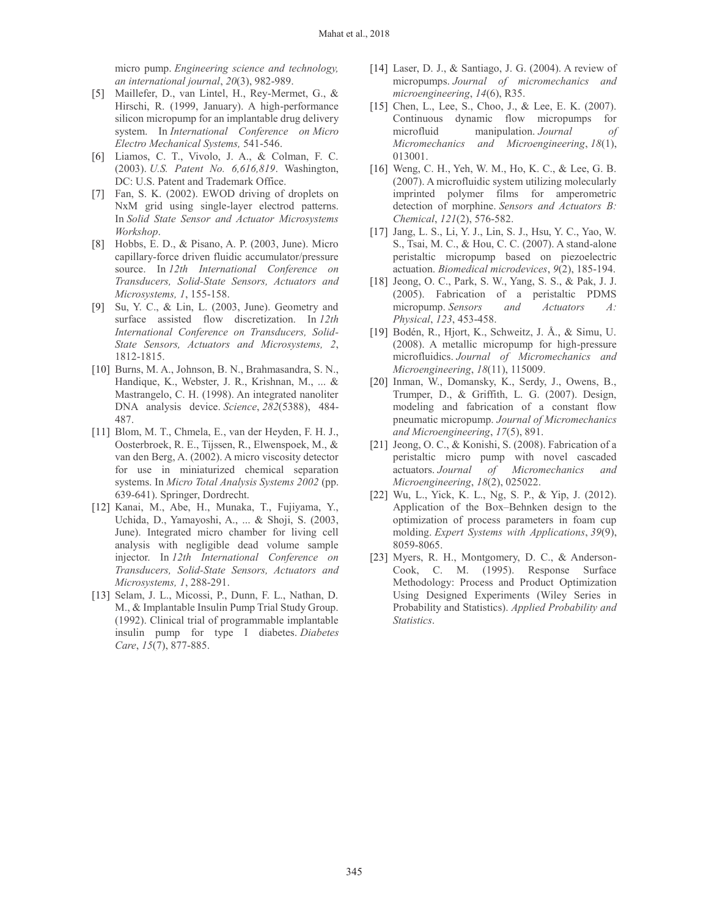micro pump. *Engineering science and technology, an international journal*, *20*(3), 982-989.

[5] Maillefer, D., van Lintel, H., Rey-Mermet, G., & Hirschi, R. (1999, January). A high-performance silicon micropump for an implantable drug delivery system. In *International Conference on Micro Electro Mechanical Systems,* 541-546.

[6] Liamos, C. T., Vivolo, J. A., & Colman, F. C. (2003). *U.S. Patent No. 6,616,819*. Washington, DC: U.S. Patent and Trademark Office.

[7] Fan, S. K. (2002). EWOD driving of droplets on NxM grid using single-layer electrod patterns. In *Solid State Sensor and Actuator Microsystems Workshop*.

[8] Hobbs, E. D., & Pisano, A. P. (2003, June). Micro capillary-force driven fluidic accumulator/pressure source. In *12th International Conference on Transducers, Solid-State Sensors, Actuators and Microsystems, 1*, 155-158.

[9] Su, Y. C., & Lin, L. (2003, June). Geometry and surface assisted flow discretization. In *12th International Conference on Transducers, Solid-State Sensors, Actuators and Microsystems, 2*, 1812-1815.

[10] Burns, M. A., Johnson, B. N., Brahmasandra, S. N., Handique, K., Webster, J. R., Krishnan, M., ... & Mastrangelo, C. H. (1998). An integrated nanoliter DNA analysis device. *Science*, *282*(5388), 484-487.

[11] Blom, M. T., Chmela, E., van der Heyden, F. H. J., Oosterbroek, R. E., Tijssen, R., Elwenspoek, M., & van den Berg, A. (2002). A micro viscosity detector for use in miniaturized chemical separation systems. In *Micro Total Analysis Systems 2002* (pp. 639-641). Springer, Dordrecht.

[12] Kanai, M., Abe, H., Munaka, T., Fujiyama, Y., Uchida, D., Yamayoshi, A., ... & Shoji, S. (2003, June). Integrated micro chamber for living cell analysis with negligible dead volume sample injector. In *12th International Conference on Transducers, Solid-State Sensors, Actuators and Microsystems, 1*, 288-291.

[13] Selam, J. L., Micossi, P., Dunn, F. L., Nathan, D. M., & Implantable Insulin Pump Trial Study Group. (1992). Clinical trial of programmable implantable insulin pump for type I diabetes. *Diabetes Care*, *15*(7), 877-885.

[14] Laser, D. J., & Santiago, J. G. (2004). A review of micropumps. *Journal of micromechanics and microengineering*, *14*(6), R35.

[15] Chen, L., Lee, S., Choo, J., & Lee, E. K. (2007). Continuous dynamic flow micropumps for microfluid manipulation. *Journal of Micromechanics and Microengineering*, *18*(1), 013001.

[16] Weng, C. H., Yeh, W. M., Ho, K. C., & Lee, G. B. (2007). A microfluidic system utilizing molecularly imprinted polymer films for amperometric detection of morphine. *Sensors and Actuators B: Chemical*, *121*(2), 576-582.

[17] Jang, L. S., Li, Y. J., Lin, S. J., Hsu, Y. C., Yao, W. S., Tsai, M. C., & Hou, C. C. (2007). A stand-alone peristaltic micropump based on piezoelectric actuation. *Biomedical microdevices*, *9*(2), 185-194.

[18] Jeong, O. C., Park, S. W., Yang, S. S., & Pak, J. J. (2005). Fabrication of a peristaltic PDMS micropump. *Sensors and Actuators A: Physical*, *123*, 453-458.

[19] Bodén, R., Hjort, K., Schweitz, J. Å., & Simu, U. (2008). A metallic micropump for high-pressure microfluidics. *Journal of Micromechanics and Microengineering*, *18*(11), 115009.

[20] Inman, W., Domansky, K., Serdy, J., Owens, B., Trumper, D., & Griffith, L. G. (2007). Design, modeling and fabrication of a constant flow pneumatic micropump. *Journal of Micromechanics and Microengineering*, *17*(5), 891.

[21] Jeong, O. C., & Konishi, S. (2008). Fabrication of a peristaltic micro pump with novel cascaded actuators. *Journal of Micromechanics and Microengineering*, *18*(2), 025022.

[22] Wu, L., Yick, K. L., Ng, S. P., & Yip, J. (2012). Application of the Box–Behnken design to the optimization of process parameters in foam cup molding. *Expert Systems with Applications*, *39*(9), 8059-8065.

[23] Myers, R. H., Montgomery, D. C., & Anderson-Cook, C. M. (1995). Response Surface Methodology: Process and Product Optimization Using Designed Experiments (Wiley Series in Probability and Statistics). *Applied Probability and Statistics*.